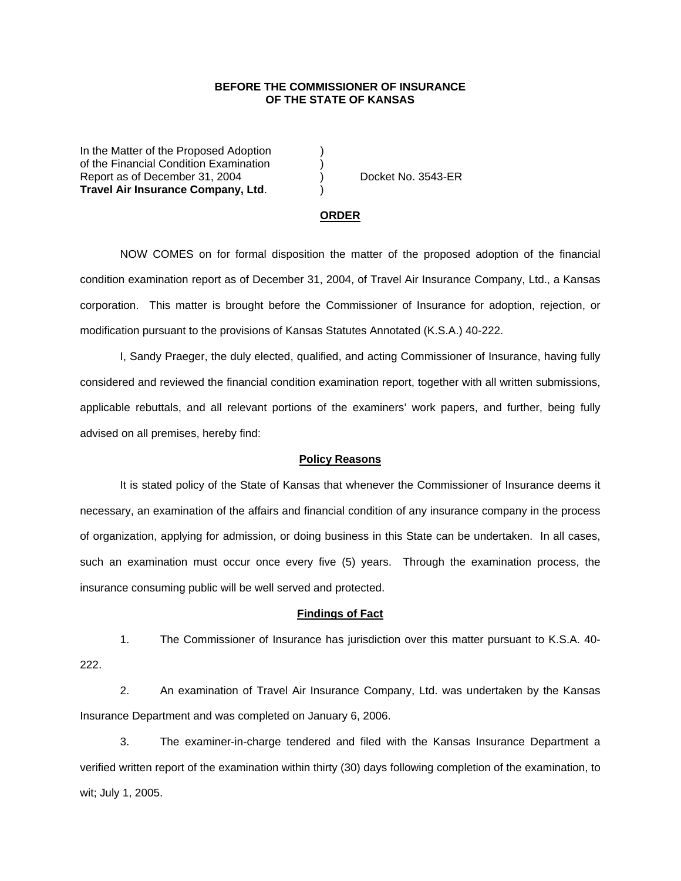**BEFORE THE COMMISSIONER OF INSURANCE**
**OF THE STATE OF KANSAS**

| | | |
|---|---|---|
| In the Matter of the Proposed Adoption | ) | |
| of the Financial Condition Examination | ) | |
| Report as of December 31, 2004 | ) | Docket No. 3543-ER |
| **Travel Air Insurance Company, Ltd**. | ) | |

## ORDER

NOW COMES on for formal disposition the matter of the proposed adoption of the financial condition examination report as of December 31, 2004, of Travel Air Insurance Company, Ltd., a Kansas corporation. This matter is brought before the Commissioner of Insurance for adoption, rejection, or modification pursuant to the provisions of Kansas Statutes Annotated (K.S.A.) 40-222.

I, Sandy Praeger, the duly elected, qualified, and acting Commissioner of Insurance, having fully considered and reviewed the financial condition examination report, together with all written submissions, applicable rebuttals, and all relevant portions of the examiners' work papers, and further, being fully advised on all premises, hereby find:

### Policy Reasons

It is stated policy of the State of Kansas that whenever the Commissioner of Insurance deems it necessary, an examination of the affairs and financial condition of any insurance company in the process of organization, applying for admission, or doing business in this State can be undertaken. In all cases, such an examination must occur once every five (5) years. Through the examination process, the insurance consuming public will be well served and protected.

### Findings of Fact

1. The Commissioner of Insurance has jurisdiction over this matter pursuant to K.S.A. 40-222.

2. An examination of Travel Air Insurance Company, Ltd. was undertaken by the Kansas Insurance Department and was completed on January 6, 2006.

3. The examiner-in-charge tendered and filed with the Kansas Insurance Department a verified written report of the examination within thirty (30) days following completion of the examination, to wit; July 1, 2005.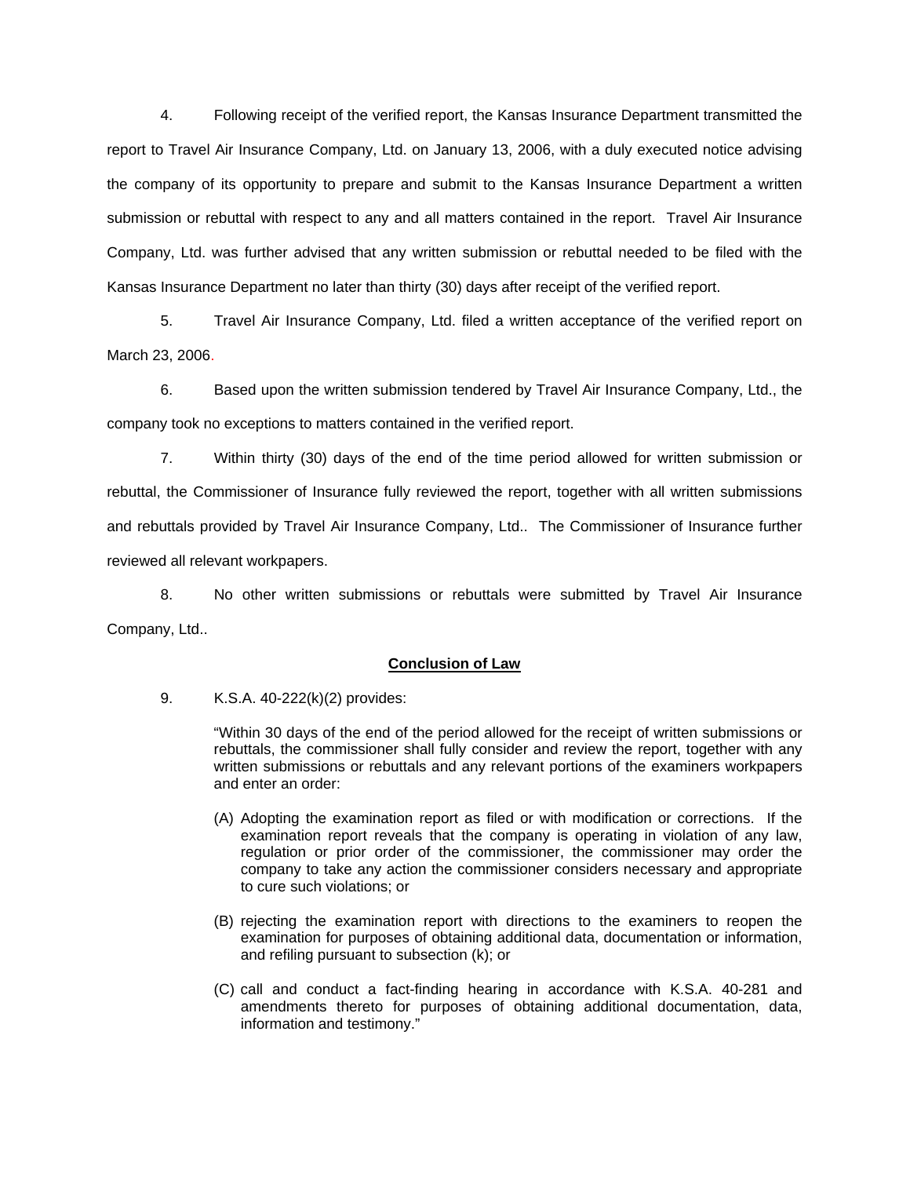4. Following receipt of the verified report, the Kansas Insurance Department transmitted the report to Travel Air Insurance Company, Ltd. on January 13, 2006, with a duly executed notice advising the company of its opportunity to prepare and submit to the Kansas Insurance Department a written submission or rebuttal with respect to any and all matters contained in the report. Travel Air Insurance Company, Ltd. was further advised that any written submission or rebuttal needed to be filed with the Kansas Insurance Department no later than thirty (30) days after receipt of the verified report.

5. Travel Air Insurance Company, Ltd. filed a written acceptance of the verified report on March 23, 2006.

6. Based upon the written submission tendered by Travel Air Insurance Company, Ltd., the company took no exceptions to matters contained in the verified report.

7. Within thirty (30) days of the end of the time period allowed for written submission or rebuttal, the Commissioner of Insurance fully reviewed the report, together with all written submissions and rebuttals provided by Travel Air Insurance Company, Ltd.. The Commissioner of Insurance further reviewed all relevant workpapers.

8. No other written submissions or rebuttals were submitted by Travel Air Insurance Company, Ltd..

**Conclusion of Law**

9. K.S.A. 40-222(k)(2) provides:

> "Within 30 days of the end of the period allowed for the receipt of written submissions or rebuttals, the commissioner shall fully consider and review the report, together with any written submissions or rebuttals and any relevant portions of the examiners workpapers and enter an order:
>
> (A) Adopting the examination report as filed or with modification or corrections. If the examination report reveals that the company is operating in violation of any law, regulation or prior order of the commissioner, the commissioner may order the company to take any action the commissioner considers necessary and appropriate to cure such violations; or
>
> (B) rejecting the examination report with directions to the examiners to reopen the examination for purposes of obtaining additional data, documentation or information, and refiling pursuant to subsection (k); or
>
> (C) call and conduct a fact-finding hearing in accordance with K.S.A. 40-281 and amendments thereto for purposes of obtaining additional documentation, data, information and testimony."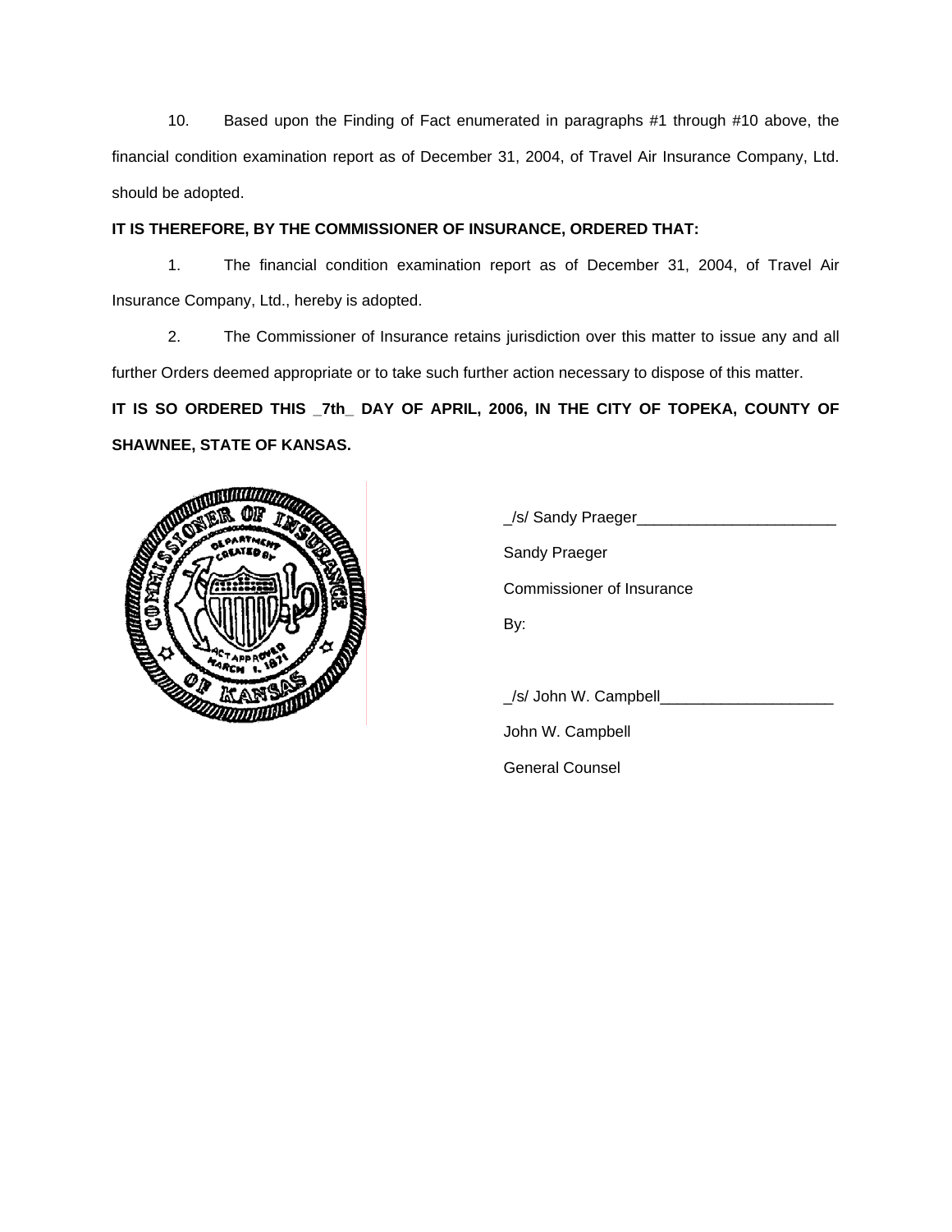10. Based upon the Finding of Fact enumerated in paragraphs #1 through #10 above, the financial condition examination report as of December 31, 2004, of Travel Air Insurance Company, Ltd. should be adopted.

**IT IS THEREFORE, BY THE COMMISSIONER OF INSURANCE, ORDERED THAT:**

1. The financial condition examination report as of December 31, 2004, of Travel Air Insurance Company, Ltd., hereby is adopted.

2. The Commissioner of Insurance retains jurisdiction over this matter to issue any and all further Orders deemed appropriate or to take such further action necessary to dispose of this matter.

**IT IS SO ORDERED THIS _7th_ DAY OF APRIL, 2006, IN THE CITY OF TOPEKA, COUNTY OF SHAWNEE, STATE OF KANSAS.**

_/s/ Sandy Praeger_______________________

Sandy Praeger

Commissioner of Insurance

By:

_/s/ John W. Campbell____________________

John W. Campbell

General Counsel